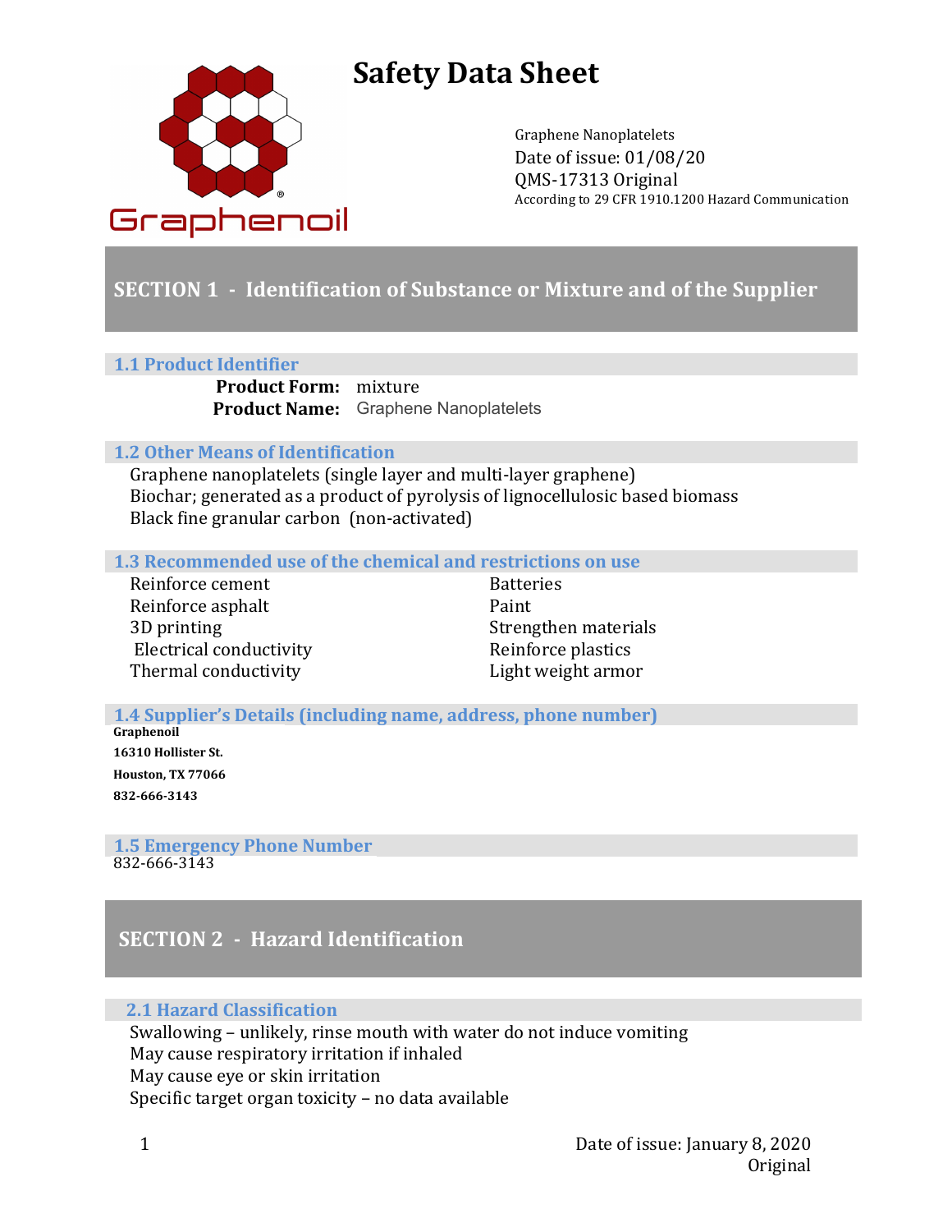# Safety Data Sheet

Graphenoil

Graphene Nanoplatelets
Date of issue: 01/08/20
QMS-17313 Original
According to 29 CFR 1910.1200 Hazard Communication

## SECTION 1 - Identification of Substance or Mixture and of the Supplier

### 1.1 Product Identifier

**Product Form:** mixture
**Product Name:** Graphene Nanoplatelets

### 1.2 Other Means of Identification

Graphene nanoplatelets (single layer and multi-layer graphene)
Biochar; generated as a product of pyrolysis of lignocellulosic based biomass
Black fine granular carbon (non-activated)

### 1.3 Recommended use of the chemical and restrictions on use

- Reinforce cement
- Reinforce asphalt
- 3D printing
- Electrical conductivity
- Thermal conductivity
- Batteries
- Paint
- Strengthen materials
- Reinforce plastics
- Light weight armor

### 1.4 Supplier's Details (including name, address, phone number)

**Graphenoil**
**16310 Hollister St.**
**Houston, TX 77066**
**832-666-3143**

### 1.5 Emergency Phone Number

832-666-3143

## SECTION 2 - Hazard Identification

### 2.1 Hazard Classification

Swallowing – unlikely, rinse mouth with water do not induce vomiting
May cause respiratory irritation if inhaled
May cause eye or skin irritation
Specific target organ toxicity – no data available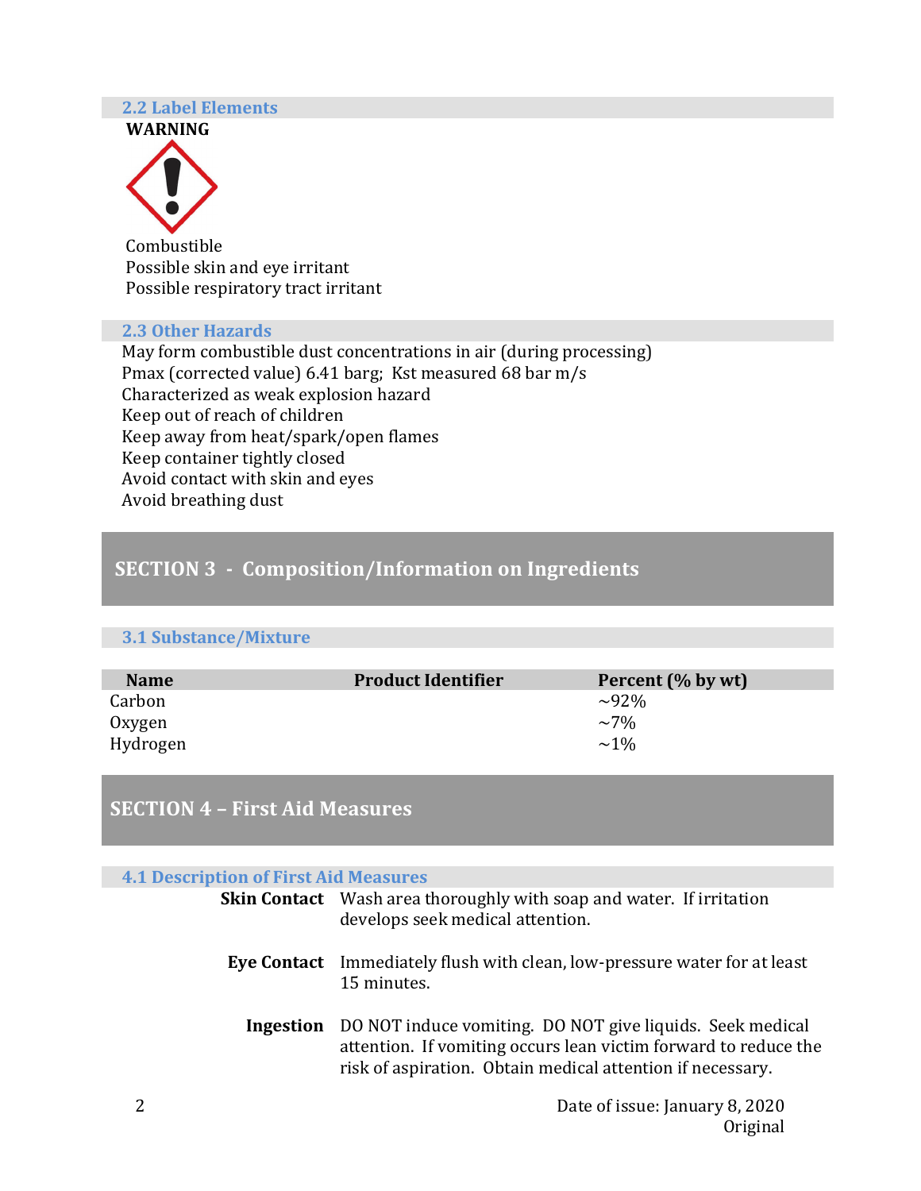### 2.2 Label Elements

**WARNING**

Combustible
Possible skin and eye irritant
Possible respiratory tract irritant

### 2.3 Other Hazards

May form combustible dust concentrations in air (during processing)
Pmax (corrected value) 6.41 barg; Kst measured 68 bar m/s
Characterized as weak explosion hazard
Keep out of reach of children
Keep away from heat/spark/open flames
Keep container tightly closed
Avoid contact with skin and eyes
Avoid breathing dust

## SECTION 3 - Composition/Information on Ingredients

### 3.1 Substance/Mixture

| Name | Product Identifier | Percent (% by wt) |
|---|---|---|
| Carbon | | ~92% |
| Oxygen | | ~7% |
| Hydrogen | | ~1% |

## SECTION 4 – First Aid Measures

### 4.1 Description of First Aid Measures

**Skin Contact** Wash area thoroughly with soap and water. If irritation develops seek medical attention.

**Eye Contact** Immediately flush with clean, low-pressure water for at least 15 minutes.

**Ingestion** DO NOT induce vomiting. DO NOT give liquids. Seek medical attention. If vomiting occurs lean victim forward to reduce the risk of aspiration. Obtain medical attention if necessary.

Date of issue: January 8, 2020
Original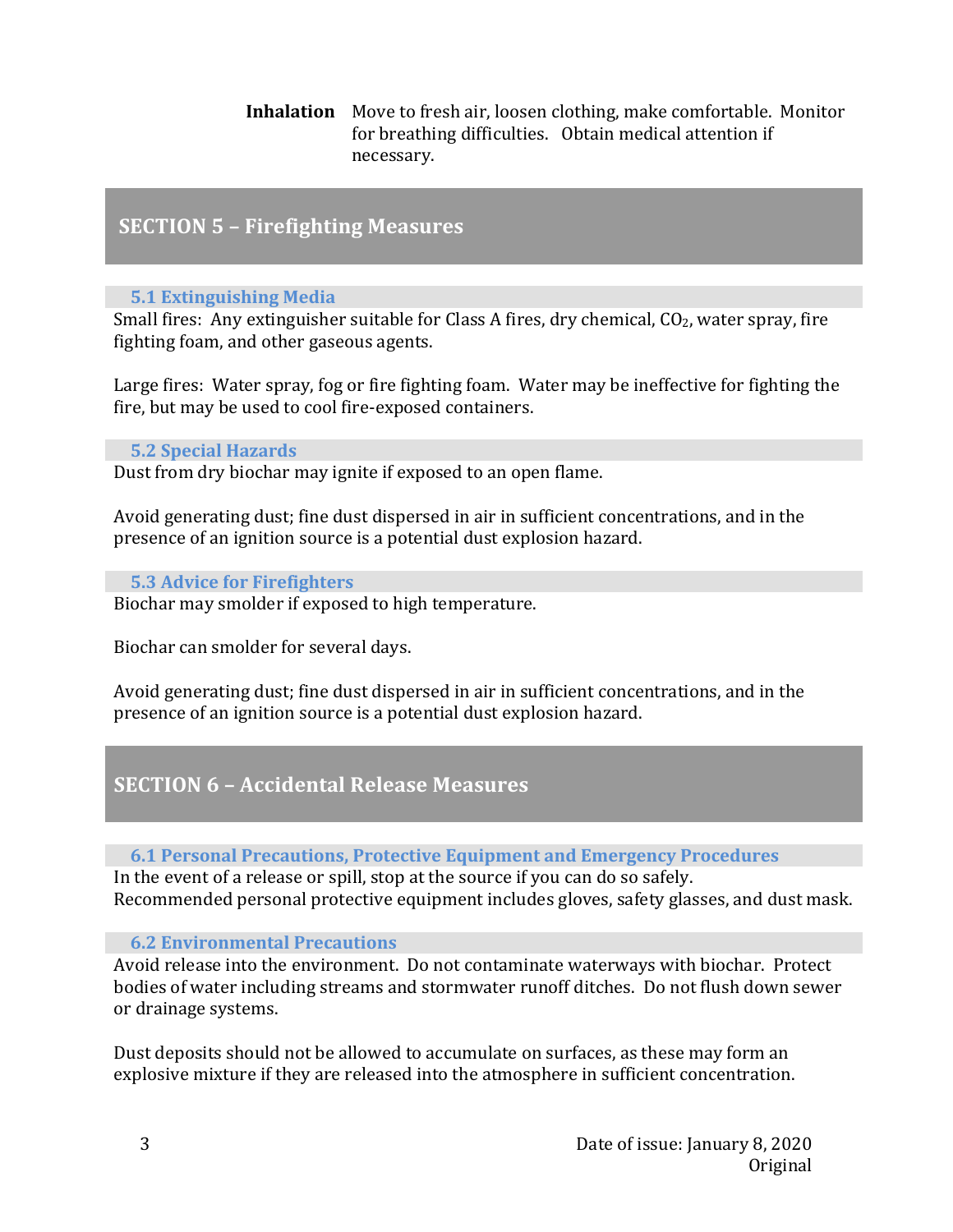**Inhalation** Move to fresh air, loosen clothing, make comfortable. Monitor for breathing difficulties. Obtain medical attention if necessary.

## SECTION 5 – Firefighting Measures

### 5.1 Extinguishing Media

Small fires: Any extinguisher suitable for Class A fires, dry chemical, $CO_2$, water spray, fire fighting foam, and other gaseous agents.

Large fires: Water spray, fog or fire fighting foam. Water may be ineffective for fighting the fire, but may be used to cool fire-exposed containers.

### 5.2 Special Hazards

Dust from dry biochar may ignite if exposed to an open flame.

Avoid generating dust; fine dust dispersed in air in sufficient concentrations, and in the presence of an ignition source is a potential dust explosion hazard.

### 5.3 Advice for Firefighters

Biochar may smolder if exposed to high temperature.

Biochar can smolder for several days.

Avoid generating dust; fine dust dispersed in air in sufficient concentrations, and in the presence of an ignition source is a potential dust explosion hazard.

## SECTION 6 – Accidental Release Measures

### 6.1 Personal Precautions, Protective Equipment and Emergency Procedures

In the event of a release or spill, stop at the source if you can do so safely.
Recommended personal protective equipment includes gloves, safety glasses, and dust mask.

### 6.2 Environmental Precautions

Avoid release into the environment. Do not contaminate waterways with biochar. Protect bodies of water including streams and stormwater runoff ditches. Do not flush down sewer or drainage systems.

Dust deposits should not be allowed to accumulate on surfaces, as these may form an explosive mixture if they are released into the atmosphere in sufficient concentration.

Date of issue: January 8, 2020
Original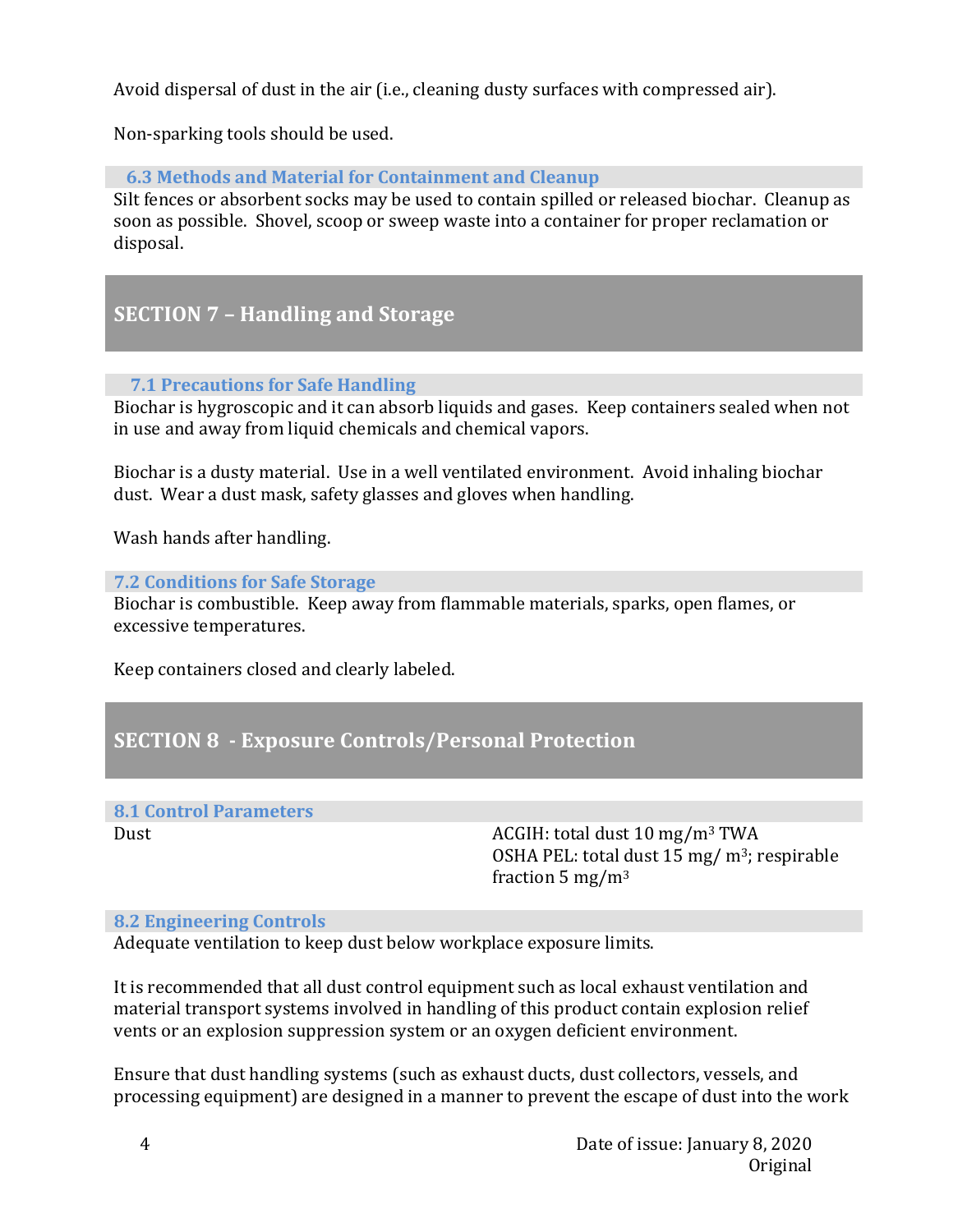Avoid dispersal of dust in the air (i.e., cleaning dusty surfaces with compressed air).

Non-sparking tools should be used.

### 6.3 Methods and Material for Containment and Cleanup

Silt fences or absorbent socks may be used to contain spilled or released biochar. Cleanup as soon as possible. Shovel, scoop or sweep waste into a container for proper reclamation or disposal.

## SECTION 7 – Handling and Storage

### 7.1 Precautions for Safe Handling

Biochar is hygroscopic and it can absorb liquids and gases. Keep containers sealed when not in use and away from liquid chemicals and chemical vapors.

Biochar is a dusty material. Use in a well ventilated environment. Avoid inhaling biochar dust. Wear a dust mask, safety glasses and gloves when handling.

Wash hands after handling.

### 7.2 Conditions for Safe Storage

Biochar is combustible. Keep away from flammable materials, sparks, open flames, or excessive temperatures.

Keep containers closed and clearly labeled.

## SECTION 8 - Exposure Controls/Personal Protection

### 8.1 Control Parameters

| | |
|---|---|
| Dust | ACGIH: total dust 10 $mg/m^3$ TWA<br>OSHA PEL: total dust 15 $mg/m^3$; respirable fraction 5 $mg/m^3$ |

### 8.2 Engineering Controls

Adequate ventilation to keep dust below workplace exposure limits.

It is recommended that all dust control equipment such as local exhaust ventilation and material transport systems involved in handling of this product contain explosion relief vents or an explosion suppression system or an oxygen deficient environment.

Ensure that dust handling systems (such as exhaust ducts, dust collectors, vessels, and processing equipment) are designed in a manner to prevent the escape of dust into the work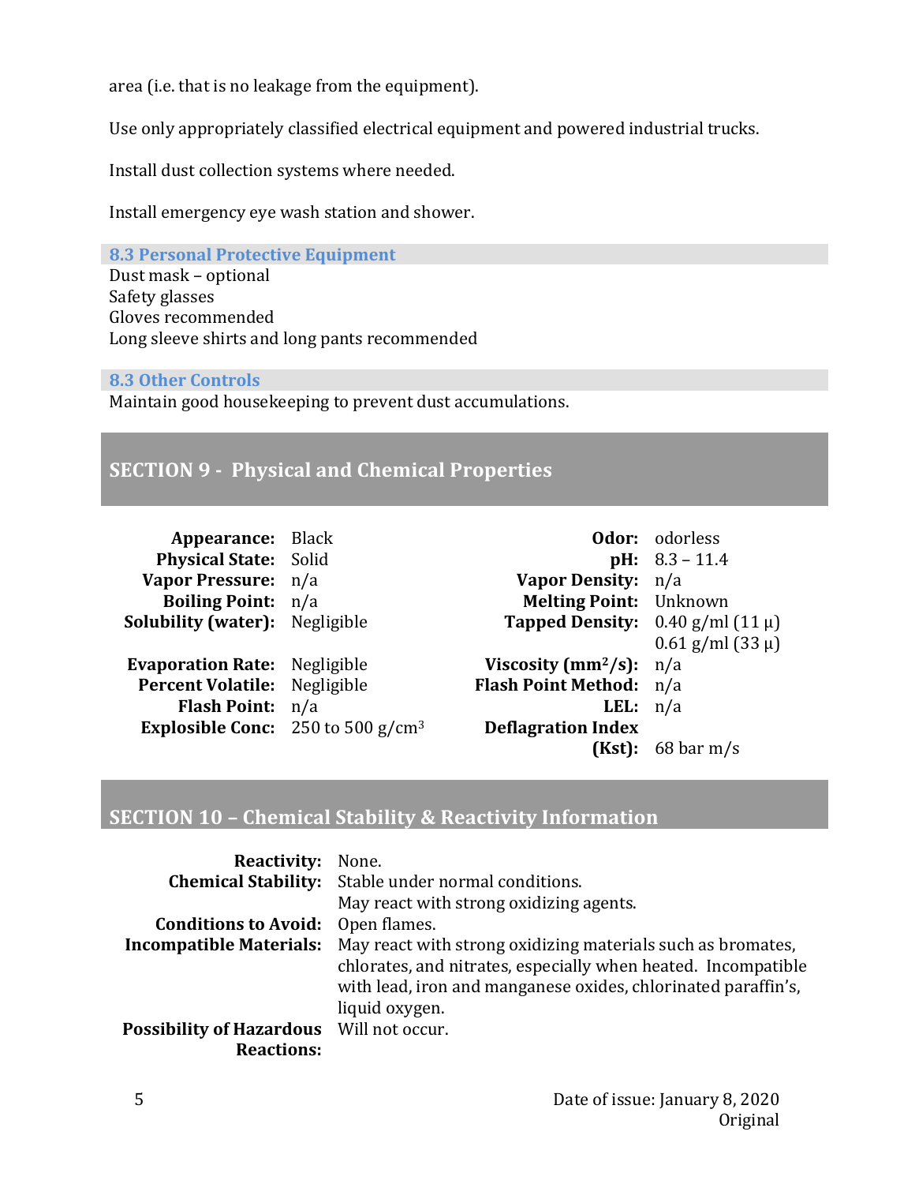area (i.e. that is no leakage from the equipment).

Use only appropriately classified electrical equipment and powered industrial trucks.

Install dust collection systems where needed.

Install emergency eye wash station and shower.

### 8.3 Personal Protective Equipment

Dust mask – optional
Safety glasses
Gloves recommended
Long sleeve shirts and long pants recommended

### 8.3 Other Controls

Maintain good housekeeping to prevent dust accumulations.

## SECTION 9 - Physical and Chemical Properties

| Property | Value | Property | Value |
|---|---|---|---|
| **Appearance:** | Black | **Odor:** | odorless |
| **Physical State:** | Solid | **pH:** | 8.3 – 11.4 |
| **Vapor Pressure:** | n/a | **Vapor Density:** | n/a |
| **Boiling Point:** | n/a | **Melting Point:** | Unknown |
| **Solubility (water):** | Negligible | **Tapped Density:** | 0.40 g/ml (11 µ)<br>0.61 g/ml (33 µ) |
| **Evaporation Rate:** | Negligible | **Viscosity ($mm^2/s$):** | n/a |
| **Percent Volatile:** | Negligible | **Flash Point Method:** | n/a |
| **Flash Point:** | n/a | **LEL:** | n/a |
| **Explosible Conc:** | 250 to 500 $g/cm^3$ | **Deflagration Index (Kst):** | 68 bar m/s |

## SECTION 10 – Chemical Stability & Reactivity Information

**Reactivity:** None.

**Chemical Stability:** Stable under normal conditions.
May react with strong oxidizing agents.

**Conditions to Avoid:** Open flames.

**Incompatible Materials:** May react with strong oxidizing materials such as bromates, chlorates, and nitrates, especially when heated. Incompatible with lead, iron and manganese oxides, chlorinated paraffin's, liquid oxygen.

**Possibility of Hazardous Reactions:** Will not occur.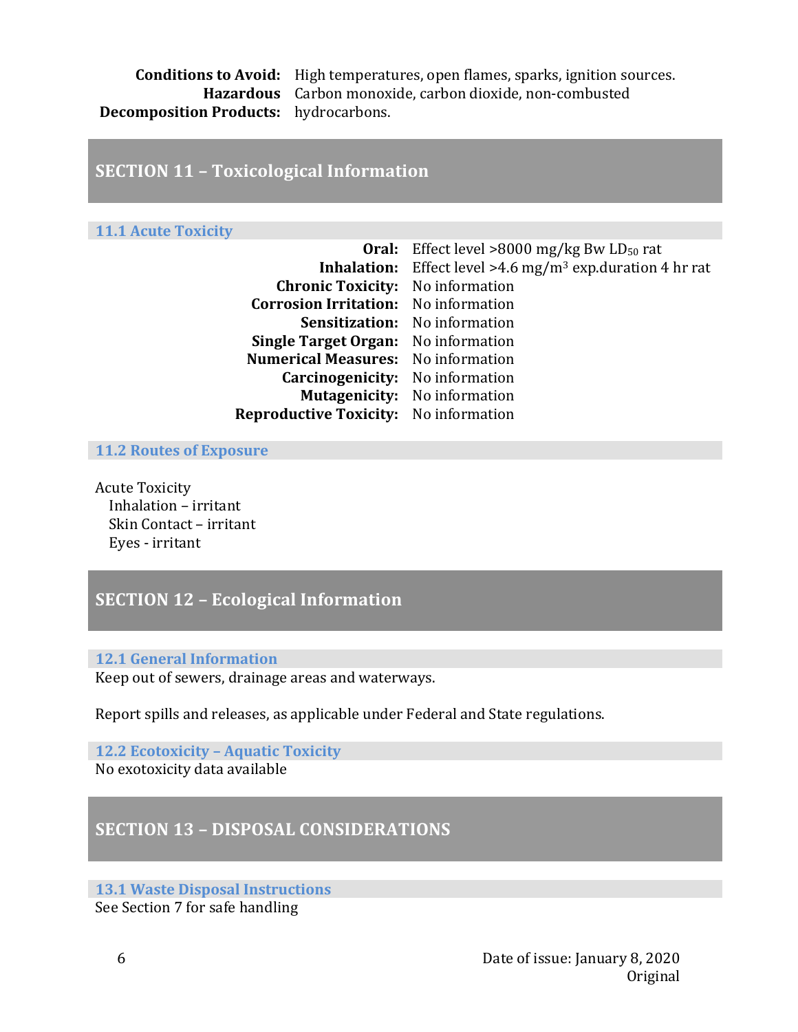**Conditions to Avoid:** High temperatures, open flames, sparks, ignition sources.

**Hazardous Decomposition Products:** Carbon monoxide, carbon dioxide, non-combusted hydrocarbons.

## SECTION 11 – Toxicological Information

### 11.1 Acute Toxicity

| | |
|---|---|
| **Oral:** | Effect level >8000 mg/kg Bw $LD_{50}$ rat |
| **Inhalation:** | Effect level >4.6 $mg/m^3$ exp.duration 4 hr rat |
| **Chronic Toxicity:** | No information |
| **Corrosion Irritation:** | No information |
| **Sensitization:** | No information |
| **Single Target Organ:** | No information |
| **Numerical Measures:** | No information |
| **Carcinogenicity:** | No information |
| **Mutagenicity:** | No information |
| **Reproductive Toxicity:** | No information |

### 11.2 Routes of Exposure

Acute Toxicity
- Inhalation – irritant
- Skin Contact – irritant
- Eyes - irritant

## SECTION 12 – Ecological Information

### 12.1 General Information

Keep out of sewers, drainage areas and waterways.

Report spills and releases, as applicable under Federal and State regulations.

### 12.2 Ecotoxicity – Aquatic Toxicity

No exotoxicity data available

## SECTION 13 – DISPOSAL CONSIDERATIONS

### 13.1 Waste Disposal Instructions

See Section 7 for safe handling

Date of issue: January 8, 2020
Original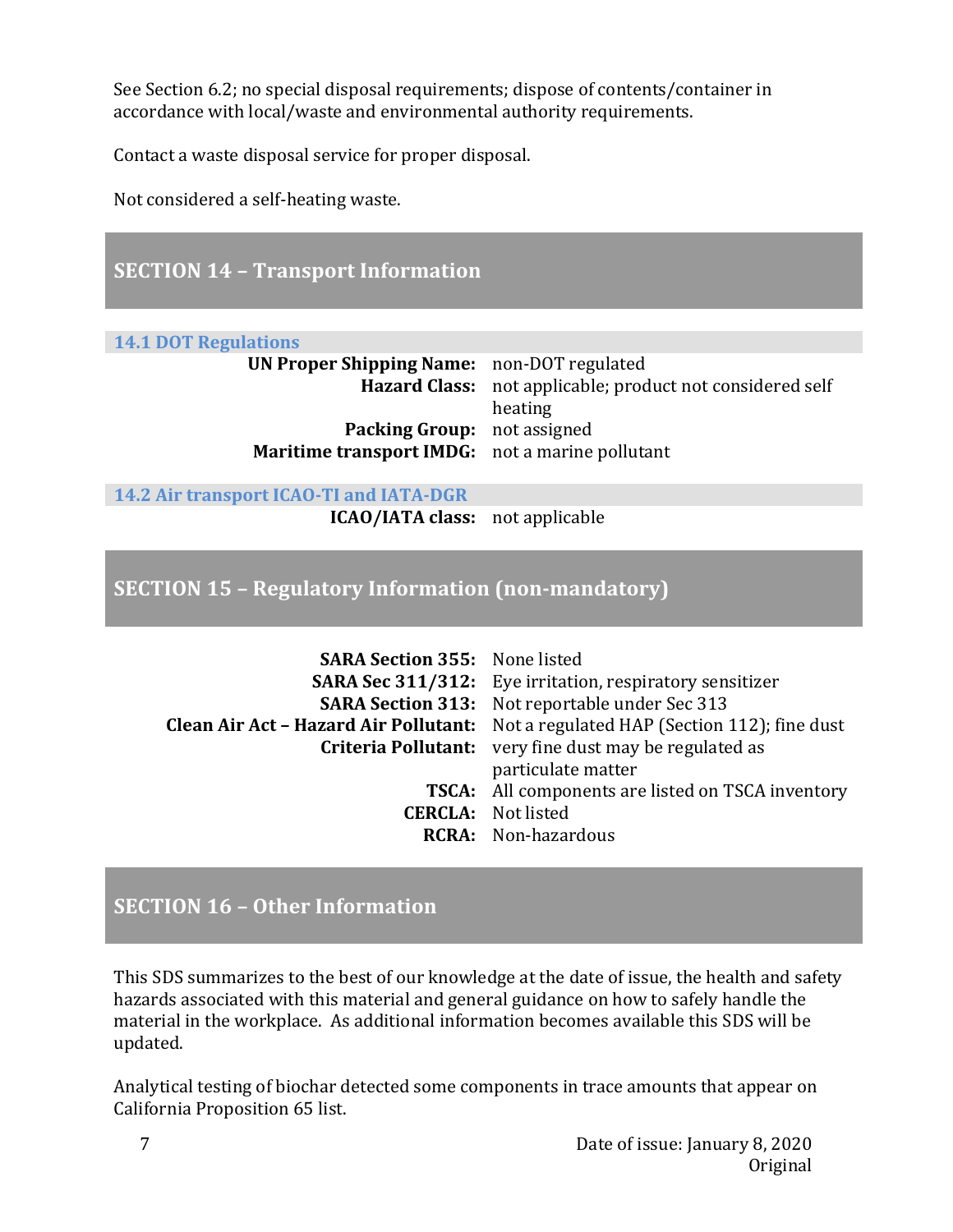See Section 6.2; no special disposal requirements; dispose of contents/container in accordance with local/waste and environmental authority requirements.

Contact a waste disposal service for proper disposal.

Not considered a self-heating waste.

## SECTION 14 – Transport Information

### 14.1 DOT Regulations

| | |
|---|---|
| **UN Proper Shipping Name:** | non-DOT regulated |
| **Hazard Class:** | not applicable; product not considered self heating |
| **Packing Group:** | not assigned |
| **Maritime transport IMDG:** | not a marine pollutant |

### 14.2 Air transport ICAO-TI and IATA-DGR

| | |
|---|---|
| **ICAO/IATA class:** | not applicable |

## SECTION 15 – Regulatory Information (non-mandatory)

| | |
|---|---|
| **SARA Section 355:** | None listed |
| **SARA Sec 311/312:** | Eye irritation, respiratory sensitizer |
| **SARA Section 313:** | Not reportable under Sec 313 |
| **Clean Air Act – Hazard Air Pollutant:** | Not a regulated HAP (Section 112); fine dust |
| **Criteria Pollutant:** | very fine dust may be regulated as particulate matter |
| **TSCA:** | All components are listed on TSCA inventory |
| **CERCLA:** | Not listed |
| **RCRA:** | Non-hazardous |

## SECTION 16 – Other Information

This SDS summarizes to the best of our knowledge at the date of issue, the health and safety hazards associated with this material and general guidance on how to safely handle the material in the workplace. As additional information becomes available this SDS will be updated.

Analytical testing of biochar detected some components in trace amounts that appear on California Proposition 65 list.

Date of issue: January 8, 2020
Original